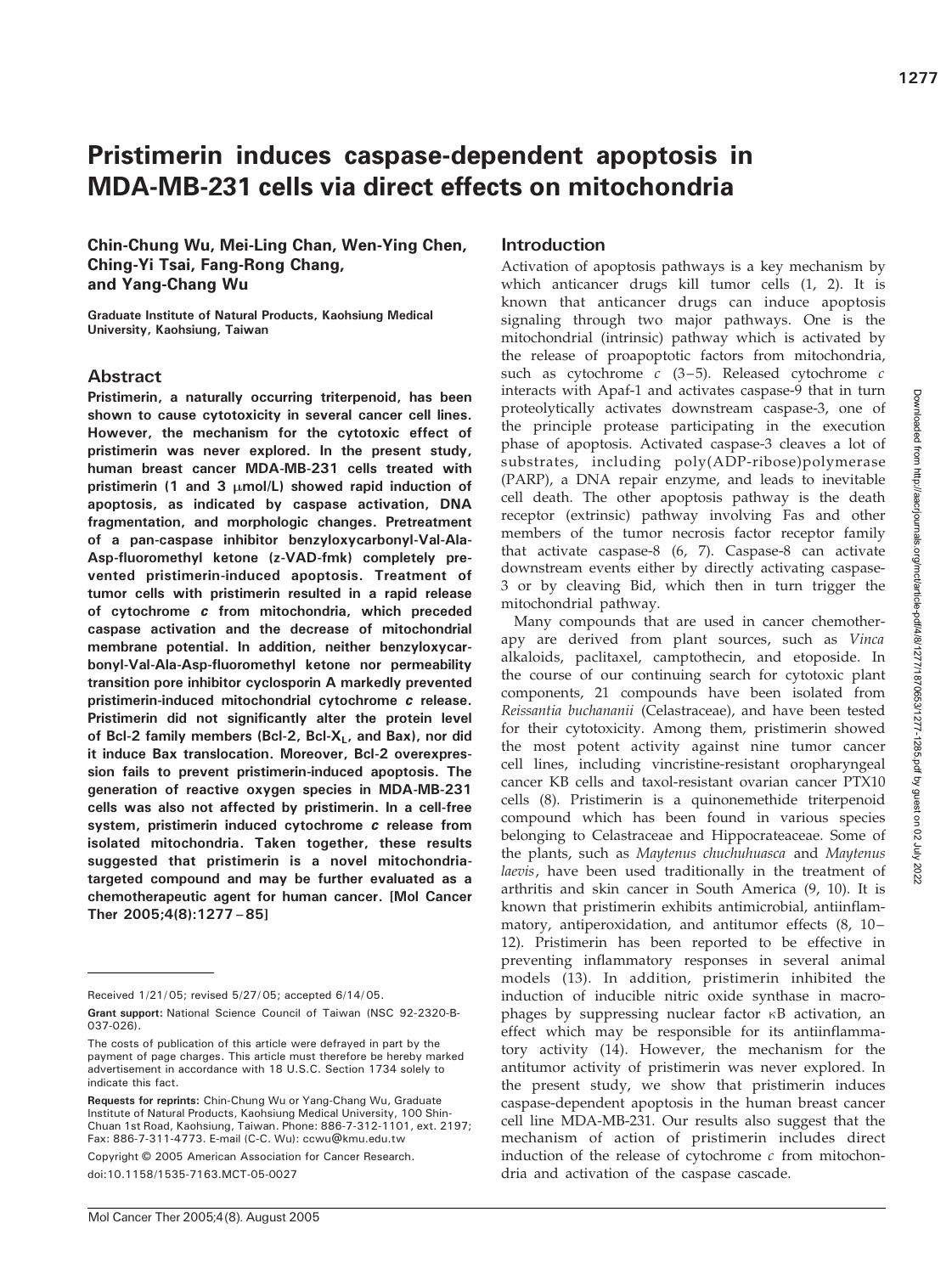# Pristimerin induces caspase-dependent apoptosis in MDA-MB-231 cells via direct effects on mitochondria

**Chin-Chung Wu, Mei-Ling Chan, Wen-Ying Chen, Ching-Yi Tsai, Fang-Rong Chang, and Yang-Chang Wu**

**Graduate Institute of Natural Products, Kaohsiung Medical University, Kaohsiung, Taiwan**

## Abstract

**Pristimerin, a naturally occurring triterpenoid, has been shown to cause cytotoxicity in several cancer cell lines. However, the mechanism for the cytotoxic effect of pristimerin was never explored. In the present study, human breast cancer MDA-MB-231 cells treated with pristimerin (1 and 3 μmol/L) showed rapid induction of apoptosis, as indicated by caspase activation, DNA fragmentation, and morphologic changes. Pretreatment of a pan-caspase inhibitor benzyloxycarbonyl-Val-Ala-Asp-fluoromethyl ketone (z-VAD-fmk) completely prevented pristimerin-induced apoptosis. Treatment of tumor cells with pristimerin resulted in a rapid release of cytochrome *c* from mitochondria, which preceded caspase activation and the decrease of mitochondrial membrane potential. In addition, neither benzyloxycarbonyl-Val-Ala-Asp-fluoromethyl ketone nor permeability transition pore inhibitor cyclosporin A markedly prevented pristimerin-induced mitochondrial cytochrome *c* release. Pristimerin did not significantly alter the protein level of Bcl-2 family members (Bcl-2, Bcl-$X_L$, and Bax), nor did it induce Bax translocation. Moreover, Bcl-2 overexpression fails to prevent pristimerin-induced apoptosis. The generation of reactive oxygen species in MDA-MB-231 cells was also not affected by pristimerin. In a cell-free system, pristimerin induced cytochrome *c* release from isolated mitochondria. Taken together, these results suggested that pristimerin is a novel mitochondria-targeted compound and may be further evaluated as a chemotherapeutic agent for human cancer. [Mol Cancer Ther 2005;4(8):1277–85]**

Received 1/21/05; revised 5/27/05; accepted 6/14/05.

**Grant support:** National Science Council of Taiwan (NSC 92-2320-B-037-026).

The costs of publication of this article were defrayed in part by the payment of page charges. This article must therefore be hereby marked advertisement in accordance with 18 U.S.C. Section 1734 solely to indicate this fact.

**Requests for reprints:** Chin-Chung Wu or Yang-Chang Wu, Graduate Institute of Natural Products, Kaohsiung Medical University, 100 Shin-Chuan 1st Road, Kaohsiung, Taiwan. Phone: 886-7-312-1101, ext. 2197; Fax: 886-7-311-4773. E-mail (C-C. Wu): ccwu@kmu.edu.tw

Copyright © 2005 American Association for Cancer Research.

doi:10.1158/1535-7163.MCT-05-0027

## Introduction

Activation of apoptosis pathways is a key mechanism by which anticancer drugs kill tumor cells (1, 2). It is known that anticancer drugs can induce apoptosis signaling through two major pathways. One is the mitochondrial (intrinsic) pathway which is activated by the release of proapoptotic factors from mitochondria, such as cytochrome *c* (3–5). Released cytochrome *c* interacts with Apaf-1 and activates caspase-9 that in turn proteolytically activates downstream caspase-3, one of the principle protease participating in the execution phase of apoptosis. Activated caspase-3 cleaves a lot of substrates, including poly(ADP-ribose)polymerase (PARP), a DNA repair enzyme, and leads to inevitable cell death. The other apoptosis pathway is the death receptor (extrinsic) pathway involving Fas and other members of the tumor necrosis factor receptor family that activate caspase-8 (6, 7). Caspase-8 can activate downstream events either by directly activating caspase-3 or by cleaving Bid, which then in turn trigger the mitochondrial pathway.

Many compounds that are used in cancer chemotherapy are derived from plant sources, such as *Vinca* alkaloids, paclitaxel, camptothecin, and etoposide. In the course of our continuing search for cytotoxic plant components, 21 compounds have been isolated from *Reissantia buchananii* (Celastraceae), and have been tested for their cytotoxicity. Among them, pristimerin showed the most potent activity against nine tumor cancer cell lines, including vincristine-resistant oropharyngeal cancer KB cells and taxol-resistant ovarian cancer PTX10 cells (8). Pristimerin is a quinonemethide triterpenoid compound which has been found in various species belonging to Celastraceae and Hippocrateaceae. Some of the plants, such as *Maytenus chuchuhuasca* and *Maytenus laevis*, have been used traditionally in the treatment of arthritis and skin cancer in South America (9, 10). It is known that pristimerin exhibits antimicrobial, antiinflammatory, antiperoxidation, and antitumor effects (8, 10–12). Pristimerin has been reported to be effective in preventing inflammatory responses in several animal models (13). In addition, pristimerin inhibited the induction of inducible nitric oxide synthase in macrophages by suppressing nuclear factor κB activation, an effect which may be responsible for its antiinflammatory activity (14). However, the mechanism for the antitumor activity of pristimerin was never explored. In the present study, we show that pristimerin induces caspase-dependent apoptosis in the human breast cancer cell line MDA-MB-231. Our results also suggest that the mechanism of action of pristimerin includes direct induction of the release of cytochrome *c* from mitochondria and activation of the caspase cascade.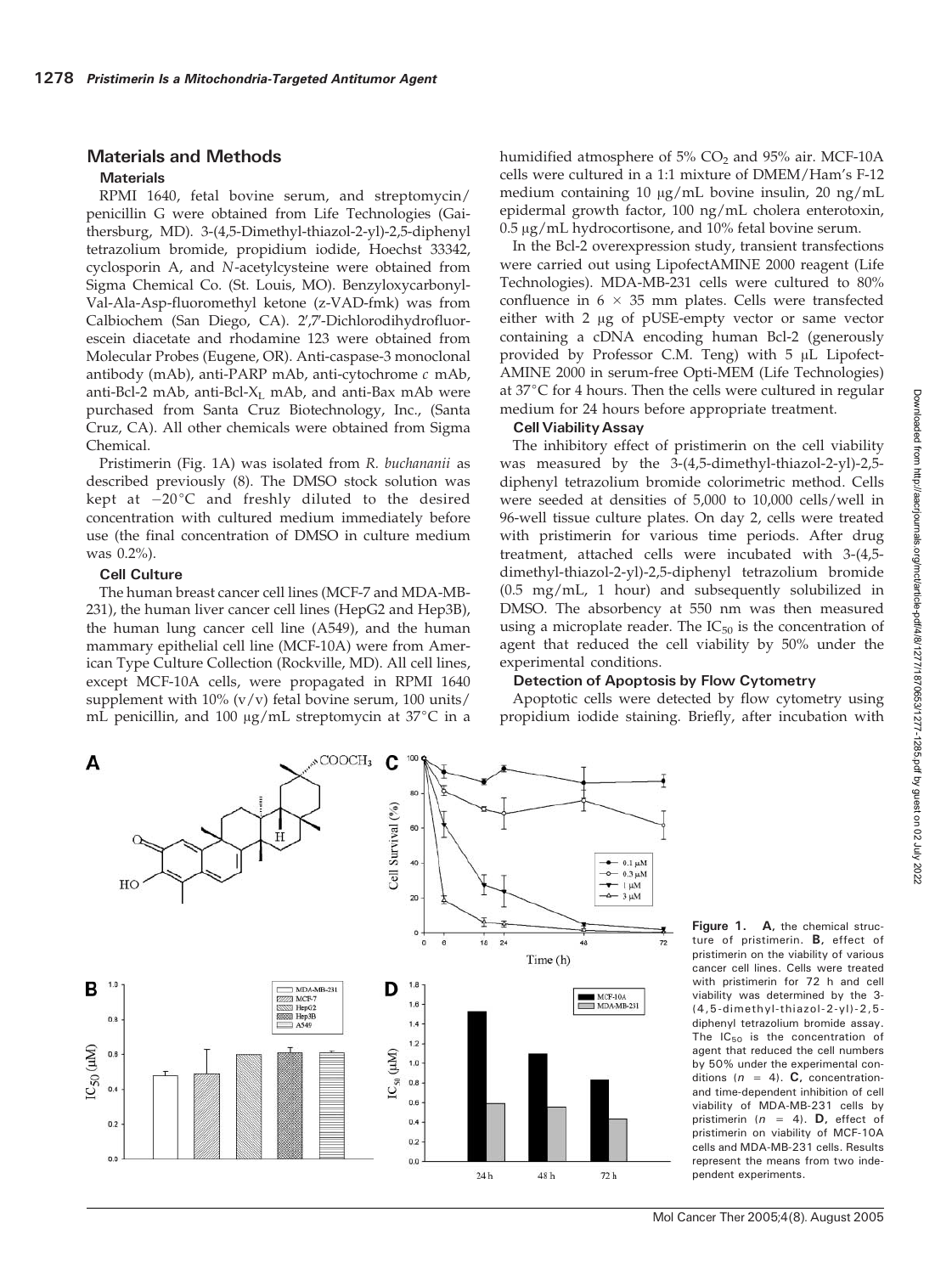## Materials and Methods

### Materials

RPMI 1640, fetal bovine serum, and streptomycin/penicillin G were obtained from Life Technologies (Gaithersburg, MD). 3-(4,5-Dimethyl-thiazol-2-yl)-2,5-diphenyl tetrazolium bromide, propidium iodide, Hoechst 33342, cyclosporin A, and *N*-acetylcysteine were obtained from Sigma Chemical Co. (St. Louis, MO). Benzyloxycarbonyl-Val-Ala-Asp-fluoromethyl ketone (z-VAD-fmk) was from Calbiochem (San Diego, CA). 2′,7′-Dichlorodihydrofluorescein diacetate and rhodamine 123 were obtained from Molecular Probes (Eugene, OR). Anti-caspase-3 monoclonal antibody (mAb), anti-PARP mAb, anti-cytochrome *c* mAb, anti-Bcl-2 mAb, anti-Bcl-$X_L$ mAb, and anti-Bax mAb were purchased from Santa Cruz Biotechnology, Inc., (Santa Cruz, CA). All other chemicals were obtained from Sigma Chemical.

Pristimerin (Fig. 1A) was isolated from *R. buchananii* as described previously (8). The DMSO stock solution was kept at −20°C and freshly diluted to the desired concentration with cultured medium immediately before use (the final concentration of DMSO in culture medium was 0.2%).

### Cell Culture

The human breast cancer cell lines (MCF-7 and MDA-MB-231), the human liver cancer cell lines (HepG2 and Hep3B), the human lung cancer cell line (A549), and the human mammary epithelial cell line (MCF-10A) were from American Type Culture Collection (Rockville, MD). All cell lines, except MCF-10A cells, were propagated in RPMI 1640 supplement with 10% (v/v) fetal bovine serum, 100 units/mL penicillin, and 100 μg/mL streptomycin at 37°C in a humidified atmosphere of 5% $CO_2$ and 95% air. MCF-10A cells were cultured in a 1:1 mixture of DMEM/Ham's F-12 medium containing 10 μg/mL bovine insulin, 20 ng/mL epidermal growth factor, 100 ng/mL cholera enterotoxin, 0.5 μg/mL hydrocortisone, and 10% fetal bovine serum.

In the Bcl-2 overexpression study, transient transfections were carried out using LipofectAMINE 2000 reagent (Life Technologies). MDA-MB-231 cells were cultured to 80% confluence in 6 × 35 mm plates. Cells were transfected either with 2 μg of pUSE-empty vector or same vector containing a cDNA encoding human Bcl-2 (generously provided by Professor C.M. Teng) with 5 μL LipofectAMINE 2000 in serum-free Opti-MEM (Life Technologies) at 37°C for 4 hours. Then the cells were cultured in regular medium for 24 hours before appropriate treatment.

### Cell Viability Assay

The inhibitory effect of pristimerin on the cell viability was measured by the 3-(4,5-dimethyl-thiazol-2-yl)-2,5-diphenyl tetrazolium bromide colorimetric method. Cells were seeded at densities of 5,000 to 10,000 cells/well in 96-well tissue culture plates. On day 2, cells were treated with pristimerin for various time periods. After drug treatment, attached cells were incubated with 3-(4,5-dimethyl-thiazol-2-yl)-2,5-diphenyl tetrazolium bromide (0.5 mg/mL, 1 hour) and subsequently solubilized in DMSO. The absorbency at 550 nm was then measured using a microplate reader. The $IC_{50}$ is the concentration of agent that reduced the cell viability by 50% under the experimental conditions.

### Detection of Apoptosis by Flow Cytometry

Apoptotic cells were detected by flow cytometry using propidium iodide staining. Briefly, after incubation with

**Figure 1.** **A,** the chemical structure of pristimerin. **B,** effect of pristimerin on the viability of various cancer cell lines. Cells were treated with pristimerin for 72 h and cell viability was determined by the 3-(4,5-dimethyl-thiazol-2-yl)-2,5-diphenyl tetrazolium bromide assay. The $IC_{50}$ is the concentration of agent that reduced the cell numbers by 50% under the experimental conditions ($n$ = 4). **C,** concentration- and time-dependent inhibition of cell viability of MDA-MB-231 cells by pristimerin ($n$ = 4). **D,** effect of pristimerin on viability of MCF-10A cells and MDA-MB-231 cells. Results represent the means from two independent experiments.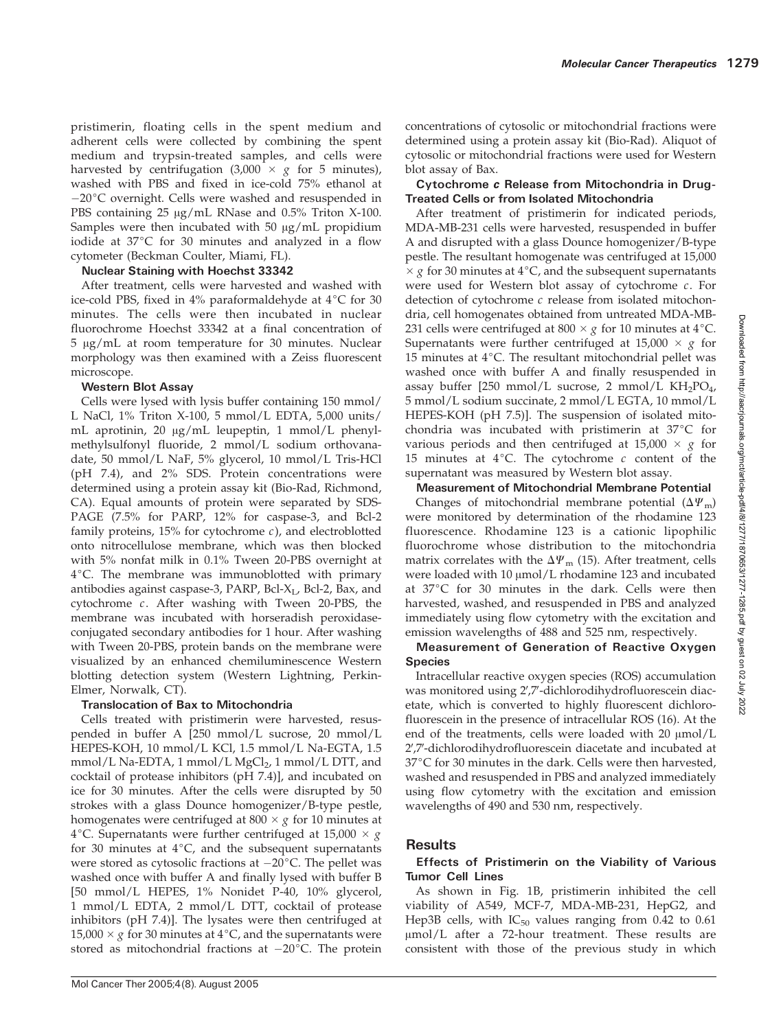pristimerin, floating cells in the spent medium and adherent cells were collected by combining the spent medium and trypsin-treated samples, and cells were harvested by centrifugation (3,000 × *g* for 5 minutes), washed with PBS and fixed in ice-cold 75% ethanol at −20°C overnight. Cells were washed and resuspended in PBS containing 25 μg/mL RNase and 0.5% Triton X-100. Samples were then incubated with 50 μg/mL propidium iodide at 37°C for 30 minutes and analyzed in a flow cytometer (Beckman Coulter, Miami, FL).

### Nuclear Staining with Hoechst 33342

After treatment, cells were harvested and washed with ice-cold PBS, fixed in 4% paraformaldehyde at 4°C for 30 minutes. The cells were then incubated in nuclear fluorochrome Hoechst 33342 at a final concentration of 5 μg/mL at room temperature for 30 minutes. Nuclear morphology was then examined with a Zeiss fluorescent microscope.

### Western Blot Assay

Cells were lysed with lysis buffer containing 150 mmol/L NaCl, 1% Triton X-100, 5 mmol/L EDTA, 5,000 units/mL aprotinin, 20 μg/mL leupeptin, 1 mmol/L phenylmethylsulfonyl fluoride, 2 mmol/L sodium orthovanadate, 50 mmol/L NaF, 5% glycerol, 10 mmol/L Tris-HCl (pH 7.4), and 2% SDS. Protein concentrations were determined using a protein assay kit (Bio-Rad, Richmond, CA). Equal amounts of protein were separated by SDS-PAGE (7.5% for PARP, 12% for caspase-3, and Bcl-2 family proteins, 15% for cytochrome *c*), and electroblotted onto nitrocellulose membrane, which was then blocked with 5% nonfat milk in 0.1% Tween 20-PBS overnight at 4°C. The membrane was immunoblotted with primary antibodies against caspase-3, PARP, Bcl-$X_L$, Bcl-2, Bax, and cytochrome *c*. After washing with Tween 20-PBS, the membrane was incubated with horseradish peroxidase-conjugated secondary antibodies for 1 hour. After washing with Tween 20-PBS, protein bands on the membrane were visualized by an enhanced chemiluminescence Western blotting detection system (Western Lightning, Perkin-Elmer, Norwalk, CT).

### Translocation of Bax to Mitochondria

Cells treated with pristimerin were harvested, resuspended in buffer A [250 mmol/L sucrose, 20 mmol/L HEPES-KOH, 10 mmol/L KCl, 1.5 mmol/L Na-EGTA, 1.5 mmol/L Na-EDTA, 1 mmol/L $MgCl_2$, 1 mmol/L DTT, and cocktail of protease inhibitors (pH 7.4)], and incubated on ice for 30 minutes. After the cells were disrupted by 50 strokes with a glass Dounce homogenizer/B-type pestle, homogenates were centrifuged at 800 × *g* for 10 minutes at 4°C. Supernatants were further centrifuged at 15,000 × *g* for 30 minutes at 4°C, and the subsequent supernatants were stored as cytosolic fractions at −20°C. The pellet was washed once with buffer A and finally lysed with buffer B [50 mmol/L HEPES, 1% Nonidet P-40, 10% glycerol, 1 mmol/L EDTA, 2 mmol/L DTT, cocktail of protease inhibitors (pH 7.4)]. The lysates were then centrifuged at 15,000 × *g* for 30 minutes at 4°C, and the supernatants were stored as mitochondrial fractions at −20°C. The protein concentrations of cytosolic or mitochondrial fractions were determined using a protein assay kit (Bio-Rad). Aliquot of cytosolic or mitochondrial fractions were used for Western blot assay of Bax.

### Cytochrome *c* Release from Mitochondria in Drug-Treated Cells or from Isolated Mitochondria

After treatment of pristimerin for indicated periods, MDA-MB-231 cells were harvested, resuspended in buffer A and disrupted with a glass Dounce homogenizer/B-type pestle. The resultant homogenate was centrifuged at 15,000 × *g* for 30 minutes at 4°C, and the subsequent supernatants were used for Western blot assay of cytochrome *c*. For detection of cytochrome *c* release from isolated mitochondria, cell homogenates obtained from untreated MDA-MB-231 cells were centrifuged at 800 × *g* for 10 minutes at 4°C. Supernatants were further centrifuged at 15,000 × *g* for 15 minutes at 4°C. The resultant mitochondrial pellet was washed once with buffer A and finally resuspended in assay buffer [250 mmol/L sucrose, 2 mmol/L $KH_2PO_4$, 5 mmol/L sodium succinate, 2 mmol/L EGTA, 10 mmol/L HEPES-KOH (pH 7.5)]. The suspension of isolated mitochondria was incubated with pristimerin at 37°C for various periods and then centrifuged at 15,000 × *g* for 15 minutes at 4°C. The cytochrome *c* content of the supernatant was measured by Western blot assay.

### Measurement of Mitochondrial Membrane Potential

Changes of mitochondrial membrane potential ($\Delta\Psi_m$) were monitored by determination of the rhodamine 123 fluorescence. Rhodamine 123 is a cationic lipophilic fluorochrome whose distribution to the mitochondria matrix correlates with the $\Delta\Psi_m$ (15). After treatment, cells were loaded with 10 μmol/L rhodamine 123 and incubated at 37°C for 30 minutes in the dark. Cells were then harvested, washed, and resuspended in PBS and analyzed immediately using flow cytometry with the excitation and emission wavelengths of 488 and 525 nm, respectively.

### Measurement of Generation of Reactive Oxygen Species

Intracellular reactive oxygen species (ROS) accumulation was monitored using 2′,7′-dichlorodihydrofluorescein diacetate, which is converted to highly fluorescent dichlorofluorescein in the presence of intracellular ROS (16). At the end of the treatments, cells were loaded with 20 μmol/L 2′,7′-dichlorodihydrofluorescein diacetate and incubated at 37°C for 30 minutes in the dark. Cells were then harvested, washed and resuspended in PBS and analyzed immediately using flow cytometry with the excitation and emission wavelengths of 490 and 530 nm, respectively.

## Results

### Effects of Pristimerin on the Viability of Various Tumor Cell Lines

As shown in Fig. 1B, pristimerin inhibited the cell viability of A549, MCF-7, MDA-MB-231, HepG2, and Hep3B cells, with $IC_{50}$ values ranging from 0.42 to 0.61 μmol/L after a 72-hour treatment. These results are consistent with those of the previous study in which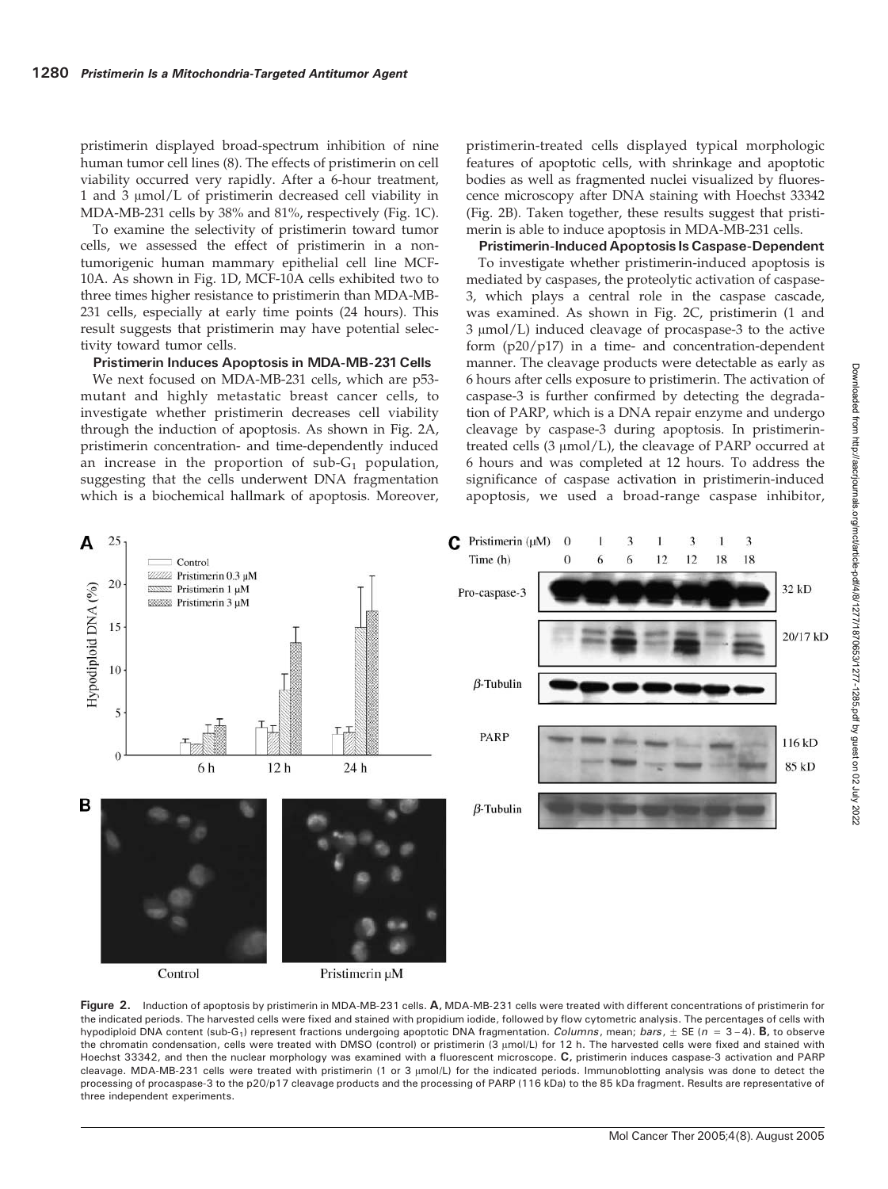pristimerin displayed broad-spectrum inhibition of nine human tumor cell lines (8). The effects of pristimerin on cell viability occurred very rapidly. After a 6-hour treatment, 1 and 3 μmol/L of pristimerin decreased cell viability in MDA-MB-231 cells by 38% and 81%, respectively (Fig. 1C).

To examine the selectivity of pristimerin toward tumor cells, we assessed the effect of pristimerin in a nontumorigenic human mammary epithelial cell line MCF-10A. As shown in Fig. 1D, MCF-10A cells exhibited two to three times higher resistance to pristimerin than MDA-MB-231 cells, especially at early time points (24 hours). This result suggests that pristimerin may have potential selectivity toward tumor cells.

**Pristimerin Induces Apoptosis in MDA-MB-231 Cells**

We next focused on MDA-MB-231 cells, which are p53-mutant and highly metastatic breast cancer cells, to investigate whether pristimerin decreases cell viability through the induction of apoptosis. As shown in Fig. 2A, pristimerin concentration- and time-dependently induced an increase in the proportion of sub-$G_1$ population, suggesting that the cells underwent DNA fragmentation which is a biochemical hallmark of apoptosis. Moreover, pristimerin-treated cells displayed typical morphologic features of apoptotic cells, with shrinkage and apoptotic bodies as well as fragmented nuclei visualized by fluorescence microscopy after DNA staining with Hoechst 33342 (Fig. 2B). Taken together, these results suggest that pristimerin is able to induce apoptosis in MDA-MB-231 cells.

**Pristimerin-Induced Apoptosis Is Caspase-Dependent**

To investigate whether pristimerin-induced apoptosis is mediated by caspases, the proteolytic activation of caspase-3, which plays a central role in the caspase cascade, was examined. As shown in Fig. 2C, pristimerin (1 and 3 μmol/L) induced cleavage of procaspase-3 to the active form (p20/p17) in a time- and concentration-dependent manner. The cleavage products were detectable as early as 6 hours after cells exposure to pristimerin. The activation of caspase-3 is further confirmed by detecting the degradation of PARP, which is a DNA repair enzyme and undergo cleavage by caspase-3 during apoptosis. In pristimerin-treated cells (3 μmol/L), the cleavage of PARP occurred at 6 hours and was completed at 12 hours. To address the significance of caspase activation in pristimerin-induced apoptosis, we used a broad-range caspase inhibitor,

**Figure 2.** Induction of apoptosis by pristimerin in MDA-MB-231 cells. **A,** MDA-MB-231 cells were treated with different concentrations of pristimerin for the indicated periods. The harvested cells were fixed and stained with propidium iodide, followed by flow cytometric analysis. The percentages of cells with hypodiploid DNA content (sub-$G_1$) represent fractions undergoing apoptotic DNA fragmentation. *Columns*, mean; *bars*, ± SE ($n = 3-4$). **B,** to observe the chromatin condensation, cells were treated with DMSO (control) or pristimerin (3 μmol/L) for 12 h. The harvested cells were fixed and stained with Hoechst 33342, and then the nuclear morphology was examined with a fluorescent microscope. **C,** pristimerin induces caspase-3 activation and PARP cleavage. MDA-MB-231 cells were treated with pristimerin (1 or 3 μmol/L) for the indicated periods. Immunoblotting analysis was done to detect the processing of procaspase-3 to the p20/p17 cleavage products and the processing of PARP (116 kDa) to the 85 kDa fragment. Results are representative of three independent experiments.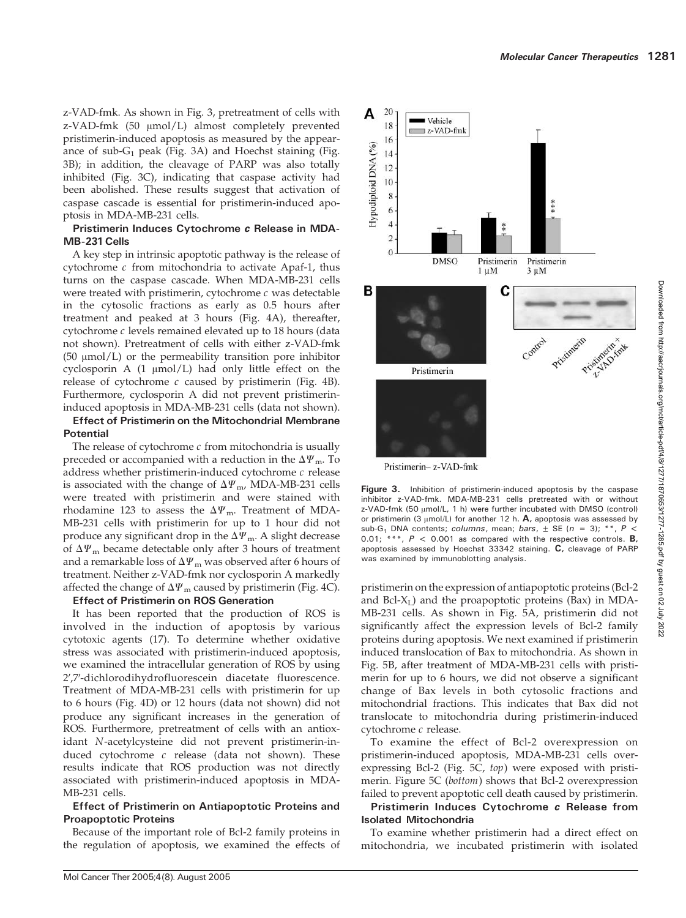z-VAD-fmk. As shown in Fig. 3, pretreatment of cells with z-VAD-fmk (50 μmol/L) almost completely prevented pristimerin-induced apoptosis as measured by the appearance of sub-$G_1$ peak (Fig. 3A) and Hoechst staining (Fig. 3B); in addition, the cleavage of PARP was also totally inhibited (Fig. 3C), indicating that caspase activity had been abolished. These results suggest that activation of caspase cascade is essential for pristimerin-induced apoptosis in MDA-MB-231 cells.

### Pristimerin Induces Cytochrome *c* Release in MDA-MB-231 Cells

A key step in intrinsic apoptotic pathway is the release of cytochrome *c* from mitochondria to activate Apaf-1, thus turns on the caspase cascade. When MDA-MB-231 cells were treated with pristimerin, cytochrome *c* was detectable in the cytosolic fractions as early as 0.5 hours after treatment and peaked at 3 hours (Fig. 4A), thereafter, cytochrome *c* levels remained elevated up to 18 hours (data not shown). Pretreatment of cells with either z-VAD-fmk (50 μmol/L) or the permeability transition pore inhibitor cyclosporin A (1 μmol/L) had only little effect on the release of cytochrome *c* caused by pristimerin (Fig. 4B). Furthermore, cyclosporin A did not prevent pristimerin-induced apoptosis in MDA-MB-231 cells (data not shown).

### Effect of Pristimerin on the Mitochondrial Membrane Potential

The release of cytochrome *c* from mitochondria is usually preceded or accompanied with a reduction in the $\Delta\Psi_m$. To address whether pristimerin-induced cytochrome *c* release is associated with the change of $\Delta\Psi_m$, MDA-MB-231 cells were treated with pristimerin and were stained with rhodamine 123 to assess the $\Delta\Psi_m$. Treatment of MDA-MB-231 cells with pristimerin for up to 1 hour did not produce any significant drop in the $\Delta\Psi_m$. A slight decrease of $\Delta\Psi_m$ became detectable only after 3 hours of treatment and a remarkable loss of $\Delta\Psi_m$ was observed after 6 hours of treatment. Neither z-VAD-fmk nor cyclosporin A markedly affected the change of $\Delta\Psi_m$ caused by pristimerin (Fig. 4C).

### Effect of Pristimerin on ROS Generation

It has been reported that the production of ROS is involved in the induction of apoptosis by various cytotoxic agents (17). To determine whether oxidative stress was associated with pristimerin-induced apoptosis, we examined the intracellular generation of ROS by using 2′,7′-dichlorodihydrofluorescein diacetate fluorescence. Treatment of MDA-MB-231 cells with pristimerin for up to 6 hours (Fig. 4D) or 12 hours (data not shown) did not produce any significant increases in the generation of ROS. Furthermore, pretreatment of cells with an antioxidant *N*-acetylcysteine did not prevent pristimerin-induced cytochrome *c* release (data not shown). These results indicate that ROS production was not directly associated with pristimerin-induced apoptosis in MDA-MB-231 cells.

### Effect of Pristimerin on Antiapoptotic Proteins and Proapoptotic Proteins

Because of the important role of Bcl-2 family proteins in the regulation of apoptosis, we examined the effects of pristimerin on the expression of antiapoptotic proteins (Bcl-2 and Bcl-$X_L$) and the proapoptotic proteins (Bax) in MDA-MB-231 cells. As shown in Fig. 5A, pristimerin did not significantly affect the expression levels of Bcl-2 family proteins during apoptosis. We next examined if pristimerin induced translocation of Bax to mitochondria. As shown in Fig. 5B, after treatment of MDA-MB-231 cells with pristimerin for up to 6 hours, we did not observe a significant change of Bax levels in both cytosolic fractions and mitochondrial fractions. This indicates that Bax did not translocate to mitochondria during pristimerin-induced cytochrome *c* release.

To examine the effect of Bcl-2 overexpression on pristimerin-induced apoptosis, MDA-MB-231 cells overexpressing Bcl-2 (Fig. 5C, *top*) were exposed with pristimerin. Figure 5C (*bottom*) shows that Bcl-2 overexpression failed to prevent apoptotic cell death caused by pristimerin.

### Pristimerin Induces Cytochrome *c* Release from Isolated Mitochondria

To examine whether pristimerin had a direct effect on mitochondria, we incubated pristimerin with isolated

**Figure 3.** Inhibition of pristimerin-induced apoptosis by the caspase inhibitor z-VAD-fmk. MDA-MB-231 cells pretreated with or without z-VAD-fmk (50 μmol/L, 1 h) were further incubated with DMSO (control) or pristimerin (3 μmol/L) for another 12 h. **A,** apoptosis was assessed by sub-$G_1$ DNA contents; *columns*, mean; *bars*, ± SE ($n = 3$); \*\*, $P < 0.01$; \*\*\*, $P < 0.001$ as compared with the respective controls. **B,** apoptosis assessed by Hoechst 33342 staining. **C,** cleavage of PARP was examined by immunoblotting analysis.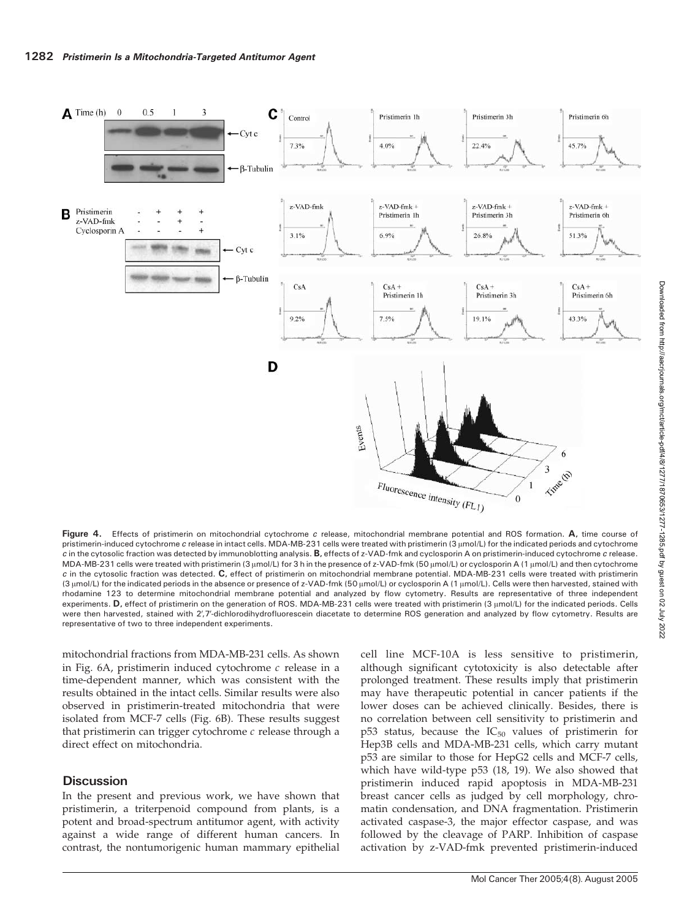**Figure 4.** Effects of pristimerin on mitochondrial cytochrome *c* release, mitochondrial membrane potential and ROS formation. **A,** time course of pristimerin-induced cytochrome *c* release in intact cells. MDA-MB-231 cells were treated with pristimerin (3 μmol/L) for the indicated periods and cytochrome *c* in the cytosolic fraction was detected by immunoblotting analysis. **B,** effects of z-VAD-fmk and cyclosporin A on pristimerin-induced cytochrome *c* release. MDA-MB-231 cells were treated with pristimerin (3 μmol/L) for 3 h in the presence of z-VAD-fmk (50 μmol/L) or cyclosporin A (1 μmol/L) and then cytochrome *c* in the cytosolic fraction was detected. **C,** effect of pristimerin on mitochondrial membrane potential. MDA-MB-231 cells were treated with pristimerin (3 μmol/L) for the indicated periods in the absence or presence of z-VAD-fmk (50 μmol/L) or cyclosporin A (1 μmol/L). Cells were then harvested, stained with rhodamine 123 to determine mitochondrial membrane potential and analyzed by flow cytometry. Results are representative of three independent experiments. **D,** effect of pristimerin on the generation of ROS. MDA-MB-231 cells were treated with pristimerin (3 μmol/L) for the indicated periods. Cells were then harvested, stained with 2′,7′-dichlorodihydrofluorescein diacetate to determine ROS generation and analyzed by flow cytometry. Results are representative of two to three independent experiments.

mitochondrial fractions from MDA-MB-231 cells. As shown in Fig. 6A, pristimerin induced cytochrome *c* release in a time-dependent manner, which was consistent with the results obtained in the intact cells. Similar results were also observed in pristimerin-treated mitochondria that were isolated from MCF-7 cells (Fig. 6B). These results suggest that pristimerin can trigger cytochrome *c* release through a direct effect on mitochondria.

## Discussion

In the present and previous work, we have shown that pristimerin, a triterpenoid compound from plants, is a potent and broad-spectrum antitumor agent, with activity against a wide range of different human cancers. In contrast, the nontumorigenic human mammary epithelial cell line MCF-10A is less sensitive to pristimerin, although significant cytotoxicity is also detectable after prolonged treatment. These results imply that pristimerin may have therapeutic potential in cancer patients if the lower doses can be achieved clinically. Besides, there is no correlation between cell sensitivity to pristimerin and p53 status, because the $IC_{50}$ values of pristimerin for Hep3B cells and MDA-MB-231 cells, which carry mutant p53 are similar to those for HepG2 cells and MCF-7 cells, which have wild-type p53 (18, 19). We also showed that pristimerin induced rapid apoptosis in MDA-MB-231 breast cancer cells as judged by cell morphology, chromatin condensation, and DNA fragmentation. Pristimerin activated caspase-3, the major effector caspase, and was followed by the cleavage of PARP. Inhibition of caspase activation by z-VAD-fmk prevented pristimerin-induced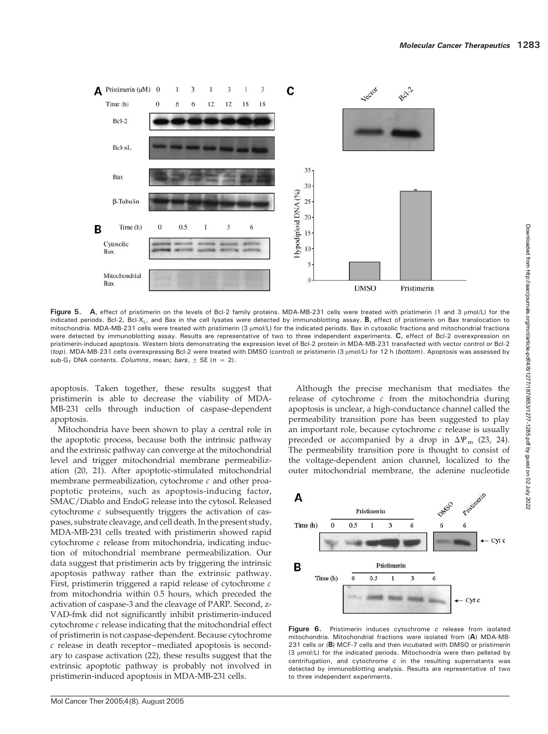**Figure 5.** **A,** effect of pristimerin on the levels of Bcl-2 family proteins. MDA-MB-231 cells were treated with pristimerin (1 and 3 μmol/L) for the indicated periods. Bcl-2, Bcl-$X_L$, and Bax in the cell lysates were detected by immunoblotting assay. **B,** effect of pristimerin on Bax translocation to mitochondria. MDA-MB-231 cells were treated with pristimerin (3 μmol/L) for the indicated periods. Bax in cytosolic fractions and mitochondrial fractions were detected by immunoblotting assay. Results are representative of two to three independent experiments. **C,** effect of Bcl-2 overexpression on pristimerin-induced apoptosis. Western blots demonstrating the expression level of Bcl-2 protein in MDA-MB-231 transfected with vector control or Bcl-2 (*top*). MDA-MB-231 cells overexpressing Bcl-2 were treated with DMSO (control) or pristimerin (3 μmol/L) for 12 h (*bottom*). Apoptosis was assessed by sub-$G_1$ DNA contents. *Columns*, mean; *bars*, ± SE ($n$ = 2).

apoptosis. Taken together, these results suggest that pristimerin is able to decrease the viability of MDA-MB-231 cells through induction of caspase-dependent apoptosis.

Mitochondria have been shown to play a central role in the apoptotic process, because both the intrinsic pathway and the extrinsic pathway can converge at the mitochondrial level and trigger mitochondrial membrane permeabilization (20, 21). After apoptotic-stimulated mitochondrial membrane permeabilization, cytochrome *c* and other proapoptotic proteins, such as apoptosis-inducing factor, SMAC/Diablo and EndoG release into the cytosol. Released cytochrome *c* subsequently triggers the activation of caspases, substrate cleavage, and cell death. In the present study, MDA-MB-231 cells treated with pristimerin showed rapid cytochrome *c* release from mitochondria, indicating induction of mitochondrial membrane permeabilization. Our data suggest that pristimerin acts by triggering the intrinsic apoptosis pathway rather than the extrinsic pathway. First, pristimerin triggered a rapid release of cytochrome *c* from mitochondria within 0.5 hours, which preceded the activation of caspase-3 and the cleavage of PARP. Second, z-VAD-fmk did not significantly inhibit pristimerin-induced cytochrome *c* release indicating that the mitochondrial effect of pristimerin is not caspase-dependent. Because cytochrome *c* release in death receptor–mediated apoptosis is secondary to caspase activation (22), these results suggest that the extrinsic apoptotic pathway is probably not involved in pristimerin-induced apoptosis in MDA-MB-231 cells.

Although the precise mechanism that mediates the release of cytochrome *c* from the mitochondria during apoptosis is unclear, a high-conductance channel called the permeability transition pore has been suggested to play an important role, because cytochrome *c* release is usually preceded or accompanied by a drop in $\Delta\Psi_m$ (23, 24). The permeability transition pore is thought to consist of the voltage-dependent anion channel, localized to the outer mitochondrial membrane, the adenine nucleotide

**Figure 6.** Pristimerin induces cytochrome *c* release from isolated mitochondria. Mitochondrial fractions were isolated from (**A**) MDA-MB-231 cells or (**B**) MCF-7 cells and then incubated with DMSO or pristimerin (3 μmol/L) for the indicated periods. Mitochondria were then pelleted by centrifugation, and cytochrome *c* in the resulting supernatants was detected by immunoblotting analysis. Results are representative of two to three independent experiments.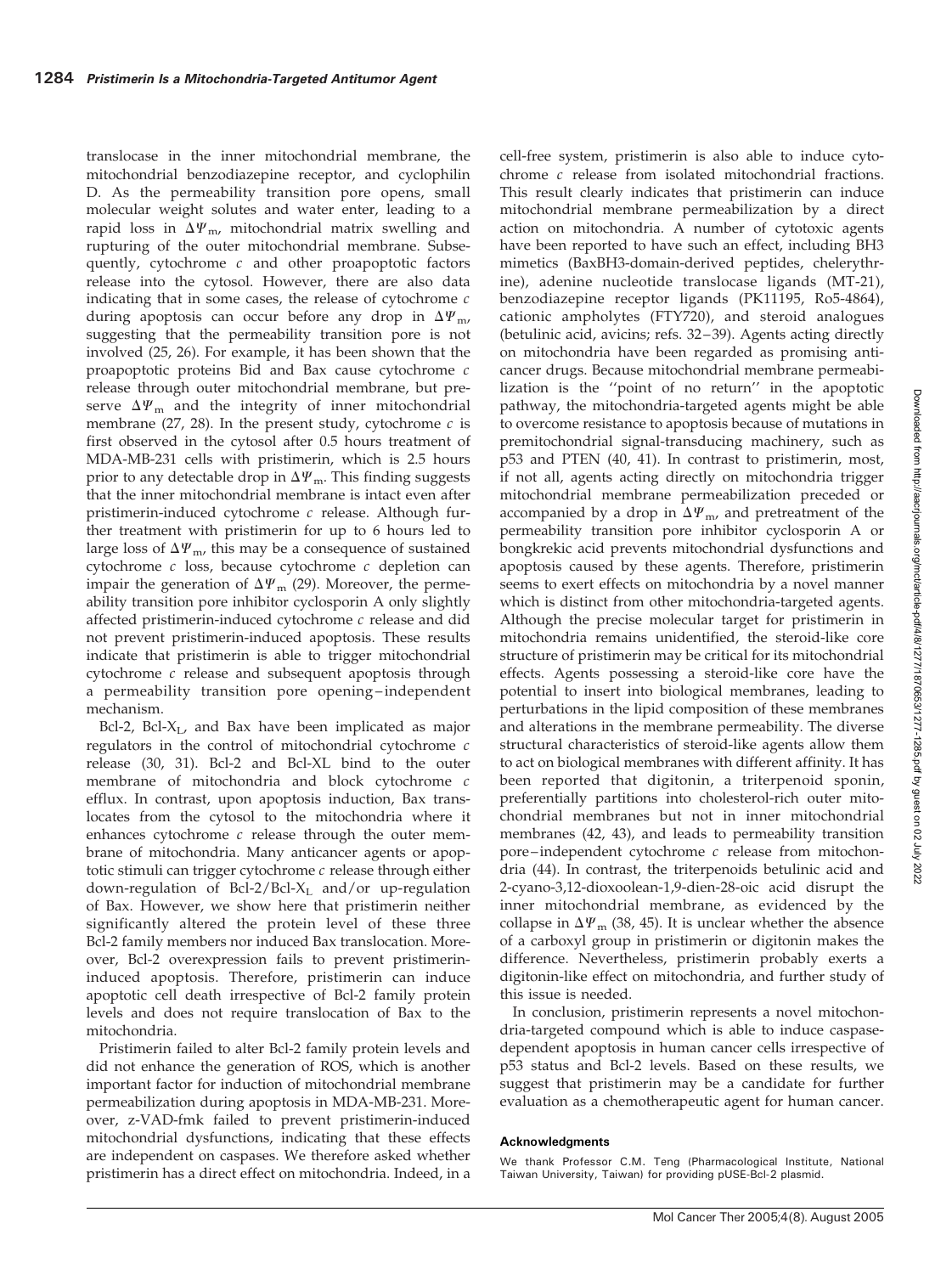translocase in the inner mitochondrial membrane, the mitochondrial benzodiazepine receptor, and cyclophilin D. As the permeability transition pore opens, small molecular weight solutes and water enter, leading to a rapid loss in $\Delta\Psi_m$, mitochondrial matrix swelling and rupturing of the outer mitochondrial membrane. Subsequently, cytochrome *c* and other proapoptotic factors release into the cytosol. However, there are also data indicating that in some cases, the release of cytochrome *c* during apoptosis can occur before any drop in $\Delta\Psi_m$, suggesting that the permeability transition pore is not involved (25, 26). For example, it has been shown that the proapoptotic proteins Bid and Bax cause cytochrome *c* release through outer mitochondrial membrane, but preserve $\Delta\Psi_m$ and the integrity of inner mitochondrial membrane (27, 28). In the present study, cytochrome *c* is first observed in the cytosol after 0.5 hours treatment of MDA-MB-231 cells with pristimerin, which is 2.5 hours prior to any detectable drop in $\Delta\Psi_m$. This finding suggests that the inner mitochondrial membrane is intact even after pristimerin-induced cytochrome *c* release. Although further treatment with pristimerin for up to 6 hours led to large loss of $\Delta\Psi_m$, this may be a consequence of sustained cytochrome *c* loss, because cytochrome *c* depletion can impair the generation of $\Delta\Psi_m$ (29). Moreover, the permeability transition pore inhibitor cyclosporin A only slightly affected pristimerin-induced cytochrome *c* release and did not prevent pristimerin-induced apoptosis. These results indicate that pristimerin is able to trigger mitochondrial cytochrome *c* release and subsequent apoptosis through a permeability transition pore opening–independent mechanism.

Bcl-2, Bcl-$X_L$, and Bax have been implicated as major regulators in the control of mitochondrial cytochrome *c* release (30, 31). Bcl-2 and Bcl-XL bind to the outer membrane of mitochondria and block cytochrome *c* efflux. In contrast, upon apoptosis induction, Bax translocates from the cytosol to the mitochondria where it enhances cytochrome *c* release through the outer membrane of mitochondria. Many anticancer agents or apoptotic stimuli can trigger cytochrome *c* release through either down-regulation of Bcl-2/Bcl-$X_L$ and/or up-regulation of Bax. However, we show here that pristimerin neither significantly altered the protein level of these three Bcl-2 family members nor induced Bax translocation. Moreover, Bcl-2 overexpression fails to prevent pristimerin-induced apoptosis. Therefore, pristimerin can induce apoptotic cell death irrespective of Bcl-2 family protein levels and does not require translocation of Bax to the mitochondria.

Pristimerin failed to alter Bcl-2 family protein levels and did not enhance the generation of ROS, which is another important factor for induction of mitochondrial membrane permeabilization during apoptosis in MDA-MB-231. Moreover, z-VAD-fmk failed to prevent pristimerin-induced mitochondrial dysfunctions, indicating that these effects are independent on caspases. We therefore asked whether pristimerin has a direct effect on mitochondria. Indeed, in a cell-free system, pristimerin is also able to induce cytochrome *c* release from isolated mitochondrial fractions. This result clearly indicates that pristimerin can induce mitochondrial membrane permeabilization by a direct action on mitochondria. A number of cytotoxic agents have been reported to have such an effect, including BH3 mimetics (BaxBH3-domain-derived peptides, chelerythrine), adenine nucleotide translocase ligands (MT-21), benzodiazepine receptor ligands (PK11195, Ro5-4864), cationic ampholytes (FTY720), and steroid analogues (betulinic acid, avicins; refs. 32–39). Agents acting directly on mitochondria have been regarded as promising anticancer drugs. Because mitochondrial membrane permeabilization is the ''point of no return'' in the apoptotic pathway, the mitochondria-targeted agents might be able to overcome resistance to apoptosis because of mutations in premitochondrial signal-transducing machinery, such as p53 and PTEN (40, 41). In contrast to pristimerin, most, if not all, agents acting directly on mitochondria trigger mitochondrial membrane permeabilization preceded or accompanied by a drop in $\Delta\Psi_m$, and pretreatment of the permeability transition pore inhibitor cyclosporin A or bongkrekic acid prevents mitochondrial dysfunctions and apoptosis caused by these agents. Therefore, pristimerin seems to exert effects on mitochondria by a novel manner which is distinct from other mitochondria-targeted agents. Although the precise molecular target for pristimerin in mitochondria remains unidentified, the steroid-like core structure of pristimerin may be critical for its mitochondrial effects. Agents possessing a steroid-like core have the potential to insert into biological membranes, leading to perturbations in the lipid composition of these membranes and alterations in the membrane permeability. The diverse structural characteristics of steroid-like agents allow them to act on biological membranes with different affinity. It has been reported that digitonin, a triterpenoid sponin, preferentially partitions into cholesterol-rich outer mitochondrial membranes but not in inner mitochondrial membranes (42, 43), and leads to permeability transition pore–independent cytochrome *c* release from mitochondria (44). In contrast, the triterpenoids betulinic acid and 2-cyano-3,12-dioxoolean-1,9-dien-28-oic acid disrupt the inner mitochondrial membrane, as evidenced by the collapse in $\Delta\Psi_m$ (38, 45). It is unclear whether the absence of a carboxyl group in pristimerin or digitonin makes the difference. Nevertheless, pristimerin probably exerts a digitonin-like effect on mitochondria, and further study of this issue is needed.

In conclusion, pristimerin represents a novel mitochondria-targeted compound which is able to induce caspase-dependent apoptosis in human cancer cells irrespective of p53 status and Bcl-2 levels. Based on these results, we suggest that pristimerin may be a candidate for further evaluation as a chemotherapeutic agent for human cancer.

#### Acknowledgments

We thank Professor C.M. Teng (Pharmacological Institute, National Taiwan University, Taiwan) for providing pUSE-Bcl-2 plasmid.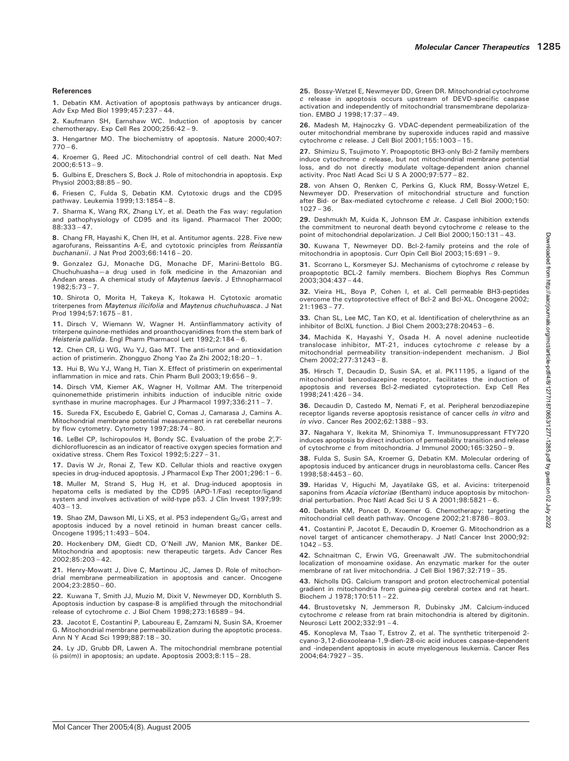### References

1. Debatin KM. Activation of apoptosis pathways by anticancer drugs. Adv Exp Med Biol 1999;457:237–44.

2. Kaufmann SH, Earnshaw WC. Induction of apoptosis by cancer chemotherapy. Exp Cell Res 2000;256:42–9.

3. Hengartner MO. The biochemistry of apoptosis. Nature 2000;407:770–6.

4. Kroemer G, Reed JC. Mitochondrial control of cell death. Nat Med 2000;6:513–9.

5. Gulbins E, Dreschers S, Bock J. Role of mitochondria in apoptosis. Exp Physiol 2003;88:85–90.

6. Friesen C, Fulda S, Debatin KM. Cytotoxic drugs and the CD95 pathway. Leukemia 1999;13:1854–8.

7. Sharma K, Wang RX, Zhang LY, et al. Death the Fas way: regulation and pathophysiology of CD95 and its ligand. Pharmacol Ther 2000;88:333–47.

8. Chang FR, Hayashi K, Chen IH, et al. Antitumor agents. 228. Five new agarofurans, Reissantins A-E, and cytotoxic principles from *Reissantia buchananii*. J Nat Prod 2003;66:1416–20.

9. Gonzalez GJ, Monache DG, Monache DF, Marini-Bettolo BG. Chuchuhuasha—a drug used in folk medicine in the Amazonian and Andean areas. A chemical study of *Maytenus laevis*. J Ethnopharmacol 1982;5:73–7.

10. Shirota O, Morita H, Takeya K, Itokawa H. Cytotoxic aromatic triterpenes from *Maytenus ilicifolia* and *Maytenus chuchuhuasca*. J Nat Prod 1994;57:1675–81.

11. Dirsch V, Wiemann W, Wagner H. Antiinflammatory activity of triterpene quinone-methides and proanthocyanidines from the stem bark of *Heisteria pallida*. Engl Pharm Pharmacol Lett 1992;2:184–6.

12. Chen CR, Li WG, Wu YJ, Gao MT. The anti-tumor and antioxidation action of pristimerin. Zhongguo Zhong Yao Za Zhi 2002;18:20–1.

13. Hui B, Wu YJ, Wang H, Tian X. Effect of pristimerin on experimental inflammation in mice and rats. Chin Pharm Bull 2003;19:656–9.

14. Dirsch VM, Kiemer AK, Wagner H, Vollmar AM. The triterpenoid quinonemethide pristimerin inhibits induction of inducible nitric oxide synthase in murine macrophages. Eur J Pharmacol 1997;336:211–7.

15. Sureda FX, Escubedo E, Gabriel C, Comas J, Camarasa J, Camins A. Mitochondrial membrane potential measurement in rat cerebellar neurons by flow cytometry. Cytometry 1997;28:74–80.

16. LeBel CP, Ischiropoulos H, Bondy SC. Evaluation of the probe 2′,7′-dichlorofluorescin as an indicator of reactive oxygen species formation and oxidative stress. Chem Res Toxicol 1992;5:227–31.

17. Davis W Jr, Ronai Z, Tew KD. Cellular thiols and reactive oxygen species in drug-induced apoptosis. J Pharmacol Exp Ther 2001;296:1–6.

18. Muller M, Strand S, Hug H, et al. Drug-induced apoptosis in hepatoma cells is mediated by the CD95 (APO-1/Fas) receptor/ligand system and involves activation of wild-type p53. J Clin Invest 1997;99:403–13.

19. Shao ZM, Dawson MI, Li XS, et al. P53 independent $G_0/G_1$ arrest and apoptosis induced by a novel retinoid in human breast cancer cells. Oncogene 1995;11:493–504.

20. Hockenbery DM, Giedt CD, O'Neill JW, Manion MK, Banker DE. Mitochondria and apoptosis: new therapeutic targets. Adv Cancer Res 2002;85:203–42.

21. Henry-Mowatt J, Dive C, Martinou JC, James D. Role of mitochondrial membrane permeabilization in apoptosis and cancer. Oncogene 2004;23:2850–60.

22. Kuwana T, Smith JJ, Muzio M, Dixit V, Newmeyer DD, Kornbluth S. Apoptosis induction by caspase-8 is amplified through the mitochondrial release of cytochrome *c*. J Biol Chem 1998;273:16589–94.

23. Jacotot E, Costantini P, Laboureau E, Zamzami N, Susin SA, Kroemer G. Mitochondrial membrane permeabilization during the apoptotic process. Ann N Y Acad Sci 1999;887:18–30.

24. Ly JD, Grubb DR, Lawen A. The mitochondrial membrane potential (δ psi(m)) in apoptosis; an update. Apoptosis 2003;8:115–28.

25. Bossy-Wetzel E, Newmeyer DD, Green DR. Mitochondrial cytochrome *c* release in apoptosis occurs upstream of DEVD-specific caspase activation and independently of mitochondrial transmembrane depolarization. EMBO J 1998;17:37–49.

26. Madesh M, Hajnoczky G. VDAC-dependent permeabilization of the outer mitochondrial membrane by superoxide induces rapid and massive cytochrome *c* release. J Cell Biol 2001;155:1003–15.

27. Shimizu S, Tsujimoto Y. Proapoptotic BH3-only Bcl-2 family members induce cytochrome *c* release, but not mitochondrial membrane potential loss, and do not directly modulate voltage-dependent anion channel activity. Proc Natl Acad Sci U S A 2000;97:577–82.

28. von Ahsen O, Renken C, Perkins G, Kluck RM, Bossy-Wetzel E, Newmeyer DD. Preservation of mitochondrial structure and function after Bid- or Bax-mediated cytochrome *c* release. J Cell Biol 2000;150:1027–36.

29. Deshmukh M, Kuida K, Johnson EM Jr. Caspase inhibition extends the commitment to neuronal death beyond cytochrome *c* release to the point of mitochondrial depolarization. J Cell Biol 2000;150:131–43.

30. Kuwana T, Newmeyer DD. Bcl-2-family proteins and the role of mitochondria in apoptosis. Curr Opin Cell Biol 2003;15:691–9.

31. Scorrano L, Korsmeyer SJ. Mechanisms of cytochrome *c* release by proapoptotic BCL-2 family members. Biochem Biophys Res Commun 2003;304:437–44.

32. Vieira HL, Boya P, Cohen I, et al. Cell permeable BH3-peptides overcome the cytoprotective effect of Bcl-2 and Bcl-XL. Oncogene 2002;21:1963–77.

33. Chan SL, Lee MC, Tan KO, et al. Identification of chelerythrine as an inhibitor of BclXL function. J Biol Chem 2003;278:20453–6.

34. Machida K, Hayashi Y, Osada H. A novel adenine nucleotide translocase inhibitor, MT-21, induces cytochrome *c* release by a mitochondrial permeability transition-independent mechanism. J Biol Chem 2002;277:31243–8.

35. Hirsch T, Decaudin D, Susin SA, et al. PK11195, a ligand of the mitochondrial benzodiazepine receptor, facilitates the induction of apoptosis and reverses Bcl-2-mediated cytoprotection. Exp Cell Res 1998;241:426–34.

36. Decaudin D, Castedo M, Nemati F, et al. Peripheral benzodiazepine receptor ligands reverse apoptosis resistance of cancer cells *in vitro* and *in vivo*. Cancer Res 2002;62:1388–93.

37. Nagahara Y, Ikekita M, Shinomiya T. Immunosuppressant FTY720 induces apoptosis by direct induction of permeability transition and release of cytochrome *c* from mitochondria. J Immunol 2000;165:3250–9.

38. Fulda S, Susin SA, Kroemer G, Debatin KM. Molecular ordering of apoptosis induced by anticancer drugs in neuroblastoma cells. Cancer Res 1998;58:4453–60.

39. Haridas V, Higuchi M, Jayatilake GS, et al. Avicins: triterpenoid saponins from *Acacia victoriae* (Bentham) induce apoptosis by mitochondrial perturbation. Proc Natl Acad Sci U S A 2001;98:5821–6.

40. Debatin KM, Poncet D, Kroemer G. Chemotherapy: targeting the mitochondrial cell death pathway. Oncogene 2002;21:8786–803.

41. Costantini P, Jacotot E, Decaudin D, Kroemer G. Mitochondrion as a novel target of anticancer chemotherapy. J Natl Cancer Inst 2000;92:1042–53.

42. Schnaitman C, Erwin VG, Greenawalt JW. The submitochondrial localization of monoamine oxidase. An enzymatic marker for the outer membrane of rat liver mitochondria. J Cell Biol 1967;32:719–35.

43. Nicholls DG. Calcium transport and proton electrochemical potential gradient in mitochondria from guinea-pig cerebral cortex and rat heart. Biochem J 1978;170:511–22.

44. Brustovetsky N, Jemmerson R, Dubinsky JM. Calcium-induced cytochrome *c* release from rat brain mitochondria is altered by digitonin. Neurosci Lett 2002;332:91–4.

45. Konopleva M, Tsao T, Estrov Z, et al. The synthetic triterpenoid 2-cyano-3,12-dioxooleana-1,9-dien-28-oic acid induces caspase-dependent and -independent apoptosis in acute myelogenous leukemia. Cancer Res 2004;64:7927–35.